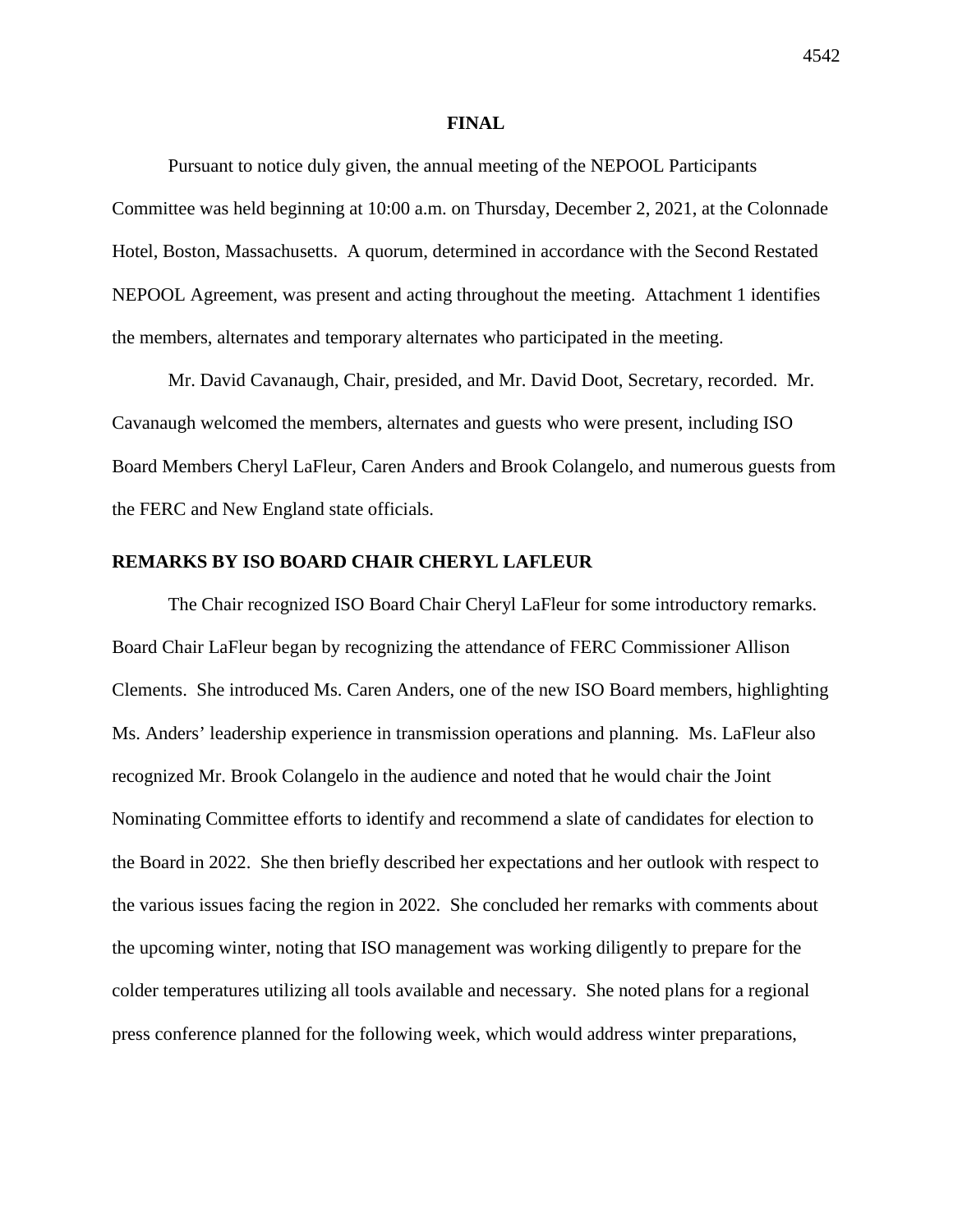**FINAL**

Pursuant to notice duly given, the annual meeting of the NEPOOL Participants Committee was held beginning at 10:00 a.m. on Thursday, December 2, 2021, at the Colonnade Hotel, Boston, Massachusetts. A quorum, determined in accordance with the Second Restated NEPOOL Agreement, was present and acting throughout the meeting. Attachment 1 identifies the members, alternates and temporary alternates who participated in the meeting.

Mr. David Cavanaugh, Chair, presided, and Mr. David Doot, Secretary, recorded. Mr. Cavanaugh welcomed the members, alternates and guests who were present, including ISO Board Members Cheryl LaFleur, Caren Anders and Brook Colangelo, and numerous guests from the FERC and New England state officials.

## REMARKS BY ISO BOARD CHAIR CHERYL LAFLEUR

The Chair recognized ISO Board Chair Cheryl LaFleur for some introductory remarks. Board Chair LaFleur began by recognizing the attendance of FERC Commissioner Allison Clements. She introduced Ms. Caren Anders, one of the new ISO Board members, highlighting Ms. Anders' leadership experience in transmission operations and planning. Ms. LaFleur also recognized Mr. Brook Colangelo in the audience and noted that he would chair the Joint Nominating Committee efforts to identify and recommend a slate of candidates for election to the Board in 2022. She then briefly described her expectations and her outlook with respect to the various issues facing the region in 2022. She concluded her remarks with comments about the upcoming winter, noting that ISO management was working diligently to prepare for the colder temperatures utilizing all tools available and necessary. She noted plans for a regional press conference planned for the following week, which would address winter preparations,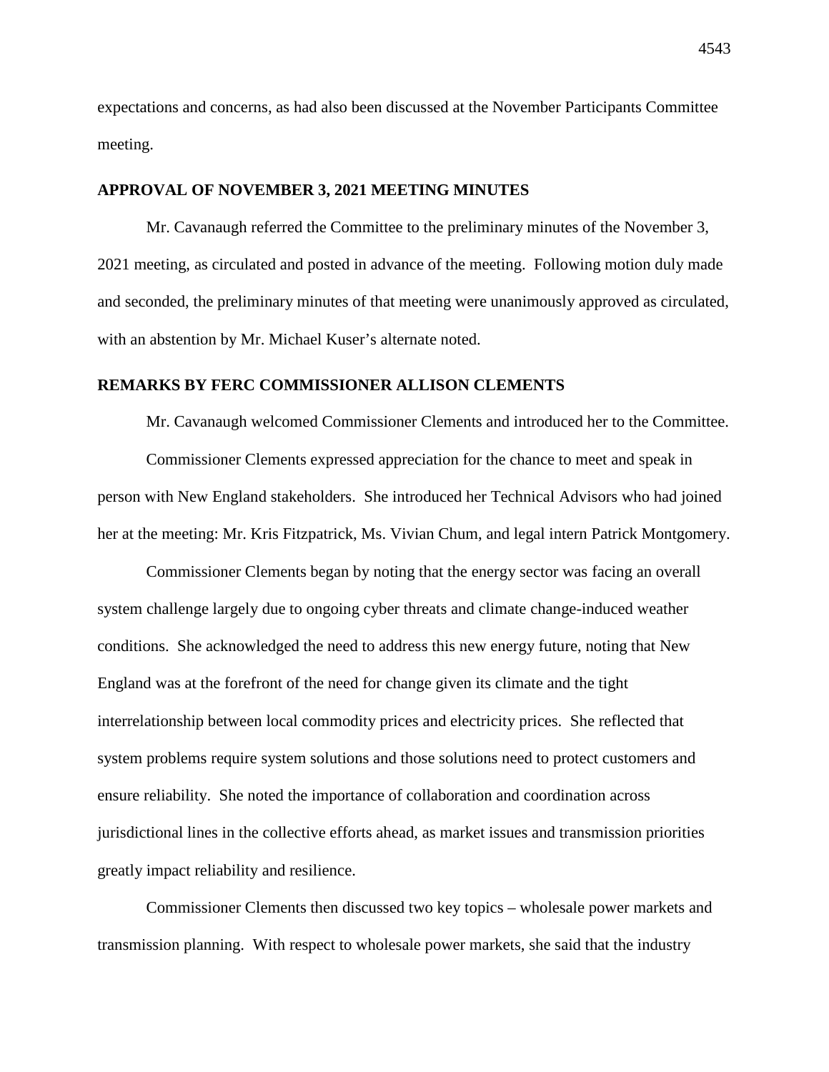expectations and concerns, as had also been discussed at the November Participants Committee meeting.

## APPROVAL OF NOVEMBER 3, 2021 MEETING MINUTES

Mr. Cavanaugh referred the Committee to the preliminary minutes of the November 3, 2021 meeting, as circulated and posted in advance of the meeting. Following motion duly made and seconded, the preliminary minutes of that meeting were unanimously approved as circulated, with an abstention by Mr. Michael Kuser's alternate noted.

## REMARKS BY FERC COMMISSIONER ALLISON CLEMENTS

Mr. Cavanaugh welcomed Commissioner Clements and introduced her to the Committee.

Commissioner Clements expressed appreciation for the chance to meet and speak in person with New England stakeholders. She introduced her Technical Advisors who had joined her at the meeting: Mr. Kris Fitzpatrick, Ms. Vivian Chum, and legal intern Patrick Montgomery.

Commissioner Clements began by noting that the energy sector was facing an overall system challenge largely due to ongoing cyber threats and climate change-induced weather conditions. She acknowledged the need to address this new energy future, noting that New England was at the forefront of the need for change given its climate and the tight interrelationship between local commodity prices and electricity prices. She reflected that system problems require system solutions and those solutions need to protect customers and ensure reliability. She noted the importance of collaboration and coordination across jurisdictional lines in the collective efforts ahead, as market issues and transmission priorities greatly impact reliability and resilience.

Commissioner Clements then discussed two key topics – wholesale power markets and transmission planning. With respect to wholesale power markets, she said that the industry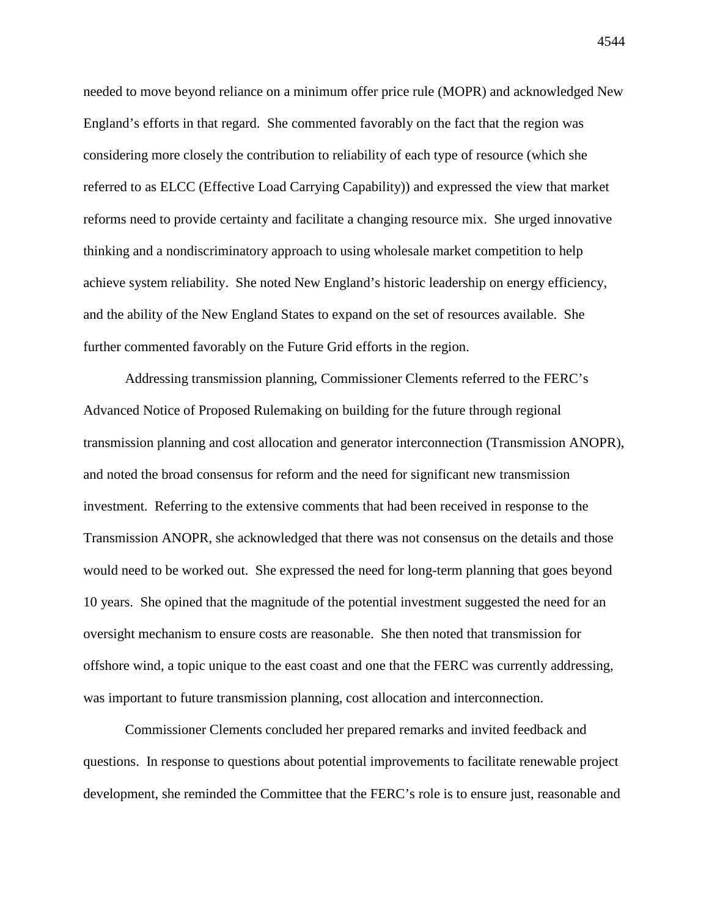needed to move beyond reliance on a minimum offer price rule (MOPR) and acknowledged New England's efforts in that regard. She commented favorably on the fact that the region was considering more closely the contribution to reliability of each type of resource (which she referred to as ELCC (Effective Load Carrying Capability)) and expressed the view that market reforms need to provide certainty and facilitate a changing resource mix. She urged innovative thinking and a nondiscriminatory approach to using wholesale market competition to help achieve system reliability. She noted New England's historic leadership on energy efficiency, and the ability of the New England States to expand on the set of resources available. She further commented favorably on the Future Grid efforts in the region.

Addressing transmission planning, Commissioner Clements referred to the FERC's Advanced Notice of Proposed Rulemaking on building for the future through regional transmission planning and cost allocation and generator interconnection (Transmission ANOPR), and noted the broad consensus for reform and the need for significant new transmission investment. Referring to the extensive comments that had been received in response to the Transmission ANOPR, she acknowledged that there was not consensus on the details and those would need to be worked out. She expressed the need for long-term planning that goes beyond 10 years. She opined that the magnitude of the potential investment suggested the need for an oversight mechanism to ensure costs are reasonable. She then noted that transmission for offshore wind, a topic unique to the east coast and one that the FERC was currently addressing, was important to future transmission planning, cost allocation and interconnection.

Commissioner Clements concluded her prepared remarks and invited feedback and questions. In response to questions about potential improvements to facilitate renewable project development, she reminded the Committee that the FERC's role is to ensure just, reasonable and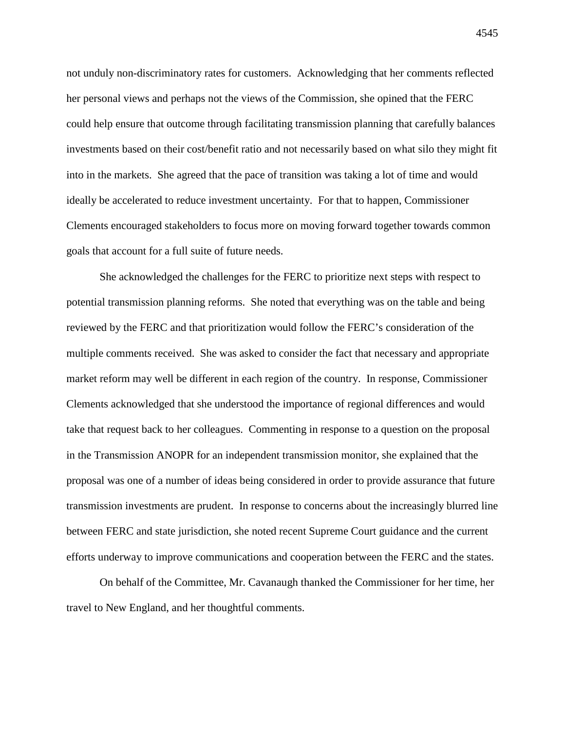not unduly non-discriminatory rates for customers. Acknowledging that her comments reflected her personal views and perhaps not the views of the Commission, she opined that the FERC could help ensure that outcome through facilitating transmission planning that carefully balances investments based on their cost/benefit ratio and not necessarily based on what silo they might fit into in the markets. She agreed that the pace of transition was taking a lot of time and would ideally be accelerated to reduce investment uncertainty. For that to happen, Commissioner Clements encouraged stakeholders to focus more on moving forward together towards common goals that account for a full suite of future needs.

She acknowledged the challenges for the FERC to prioritize next steps with respect to potential transmission planning reforms. She noted that everything was on the table and being reviewed by the FERC and that prioritization would follow the FERC's consideration of the multiple comments received. She was asked to consider the fact that necessary and appropriate market reform may well be different in each region of the country. In response, Commissioner Clements acknowledged that she understood the importance of regional differences and would take that request back to her colleagues. Commenting in response to a question on the proposal in the Transmission ANOPR for an independent transmission monitor, she explained that the proposal was one of a number of ideas being considered in order to provide assurance that future transmission investments are prudent. In response to concerns about the increasingly blurred line between FERC and state jurisdiction, she noted recent Supreme Court guidance and the current efforts underway to improve communications and cooperation between the FERC and the states.

On behalf of the Committee, Mr. Cavanaugh thanked the Commissioner for her time, her travel to New England, and her thoughtful comments.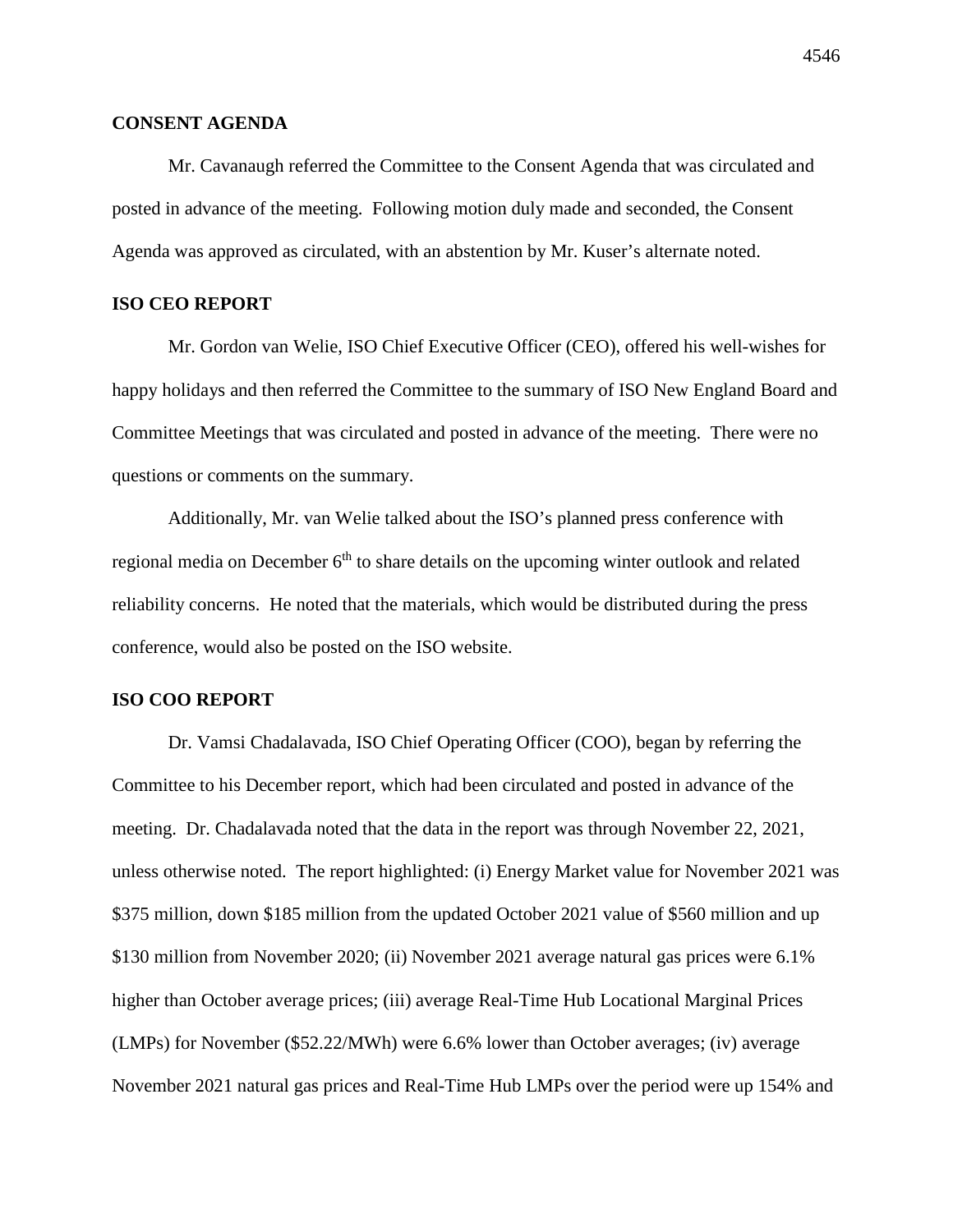**CONSENT AGENDA**

Mr. Cavanaugh referred the Committee to the Consent Agenda that was circulated and posted in advance of the meeting. Following motion duly made and seconded, the Consent Agenda was approved as circulated, with an abstention by Mr. Kuser's alternate noted.

**ISO CEO REPORT**

Mr. Gordon van Welie, ISO Chief Executive Officer (CEO), offered his well-wishes for happy holidays and then referred the Committee to the summary of ISO New England Board and Committee Meetings that was circulated and posted in advance of the meeting. There were no questions or comments on the summary.

Additionally, Mr. van Welie talked about the ISO's planned press conference with regional media on December 6th to share details on the upcoming winter outlook and related reliability concerns. He noted that the materials, which would be distributed during the press conference, would also be posted on the ISO website.

**ISO COO REPORT**

Dr. Vamsi Chadalavada, ISO Chief Operating Officer (COO), began by referring the Committee to his December report, which had been circulated and posted in advance of the meeting. Dr. Chadalavada noted that the data in the report was through November 22, 2021, unless otherwise noted. The report highlighted: (i) Energy Market value for November 2021 was \$375 million, down \$185 million from the updated October 2021 value of \$560 million and up \$130 million from November 2020; (ii) November 2021 average natural gas prices were 6.1% higher than October average prices; (iii) average Real-Time Hub Locational Marginal Prices (LMPs) for November (\$52.22/MWh) were 6.6% lower than October averages; (iv) average November 2021 natural gas prices and Real-Time Hub LMPs over the period were up 154% and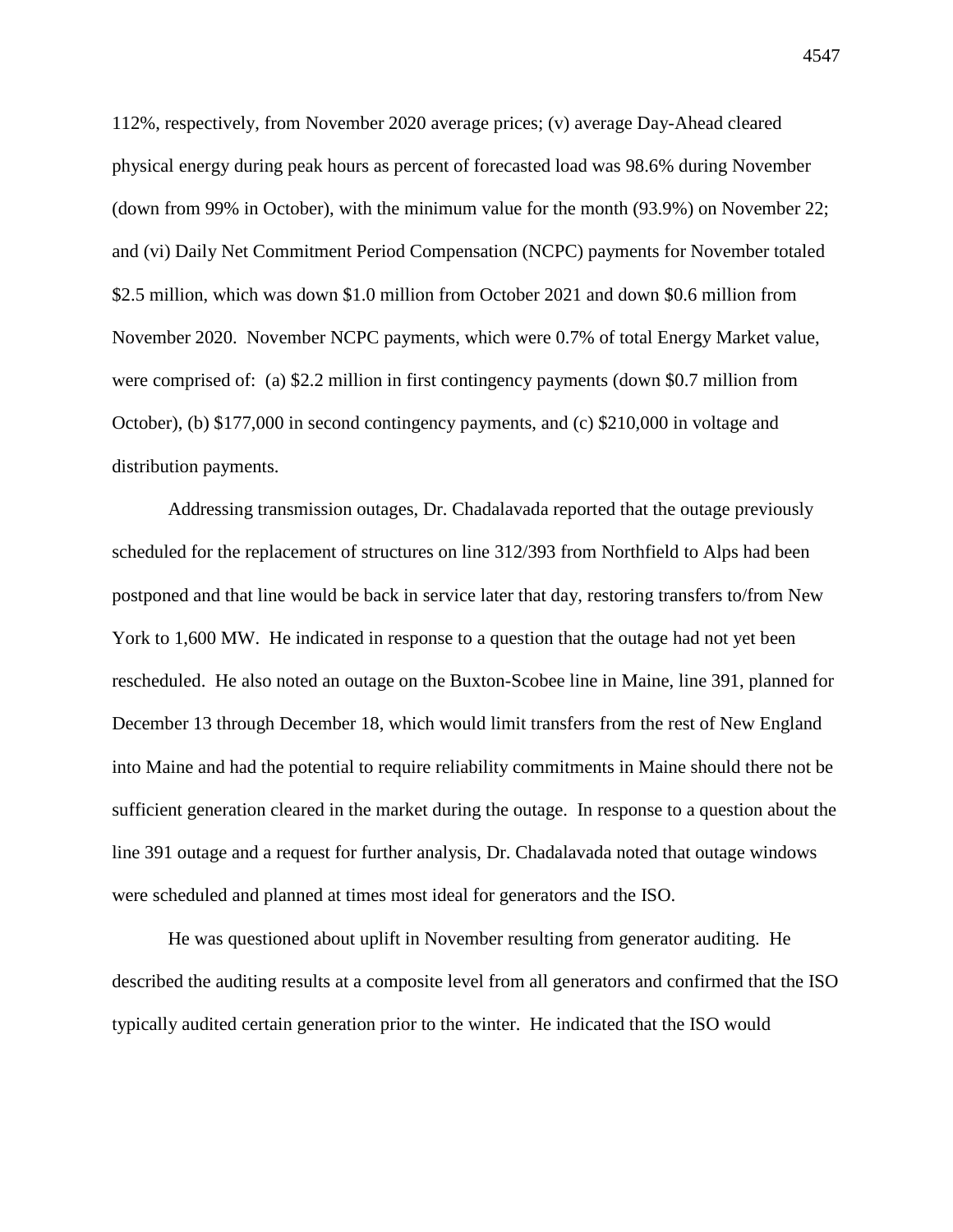112%, respectively, from November 2020 average prices; (v) average Day-Ahead cleared physical energy during peak hours as percent of forecasted load was 98.6% during November (down from 99% in October), with the minimum value for the month (93.9%) on November 22; and (vi) Daily Net Commitment Period Compensation (NCPC) payments for November totaled $2.5 million, which was down $1.0 million from October 2021 and down $0.6 million from November 2020. November NCPC payments, which were 0.7% of total Energy Market value, were comprised of: (a) $2.2 million in first contingency payments (down $0.7 million from October), (b) $177,000 in second contingency payments, and (c) $210,000 in voltage and distribution payments.

Addressing transmission outages, Dr. Chadalavada reported that the outage previously scheduled for the replacement of structures on line 312/393 from Northfield to Alps had been postponed and that line would be back in service later that day, restoring transfers to/from New York to 1,600 MW. He indicated in response to a question that the outage had not yet been rescheduled. He also noted an outage on the Buxton-Scobee line in Maine, line 391, planned for December 13 through December 18, which would limit transfers from the rest of New England into Maine and had the potential to require reliability commitments in Maine should there not be sufficient generation cleared in the market during the outage. In response to a question about the line 391 outage and a request for further analysis, Dr. Chadalavada noted that outage windows were scheduled and planned at times most ideal for generators and the ISO.

He was questioned about uplift in November resulting from generator auditing. He described the auditing results at a composite level from all generators and confirmed that the ISO typically audited certain generation prior to the winter. He indicated that the ISO would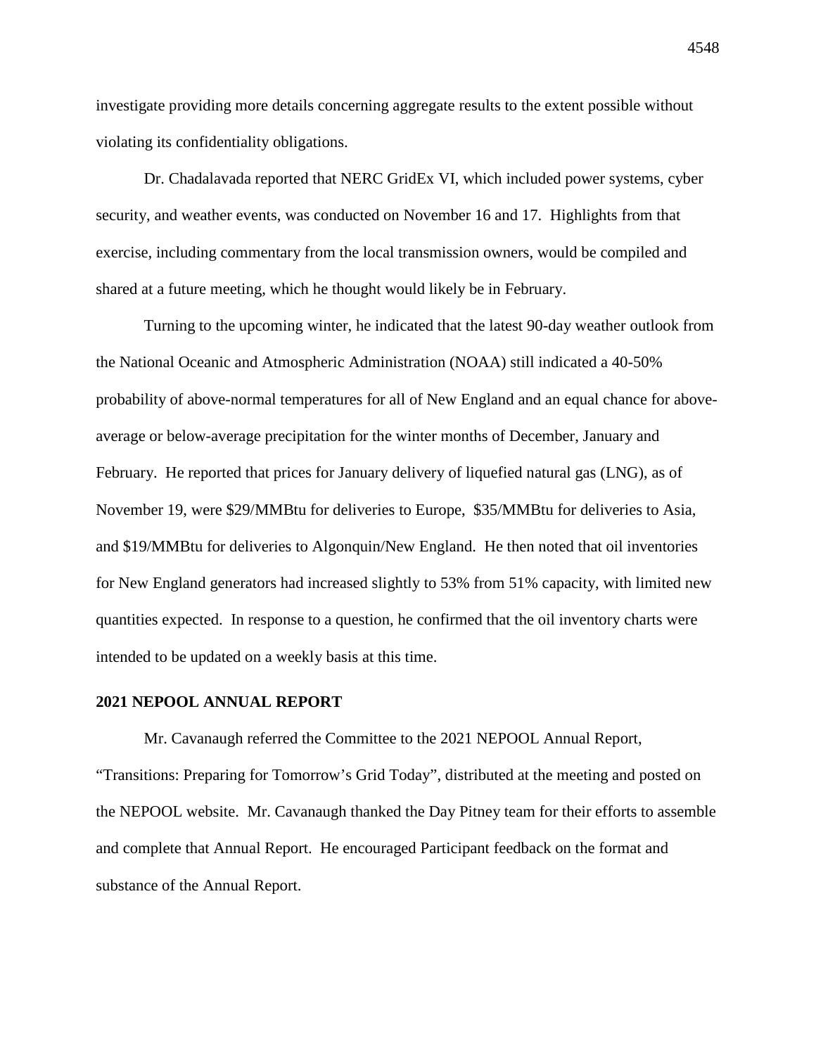investigate providing more details concerning aggregate results to the extent possible without violating its confidentiality obligations.

Dr. Chadalavada reported that NERC GridEx VI, which included power systems, cyber security, and weather events, was conducted on November 16 and 17. Highlights from that exercise, including commentary from the local transmission owners, would be compiled and shared at a future meeting, which he thought would likely be in February.

Turning to the upcoming winter, he indicated that the latest 90-day weather outlook from the National Oceanic and Atmospheric Administration (NOAA) still indicated a 40-50% probability of above-normal temperatures for all of New England and an equal chance for above-average or below-average precipitation for the winter months of December, January and February. He reported that prices for January delivery of liquefied natural gas (LNG), as of November 19, were $29/MMBtu for deliveries to Europe, $35/MMBtu for deliveries to Asia, and $19/MMBtu for deliveries to Algonquin/New England. He then noted that oil inventories for New England generators had increased slightly to 53% from 51% capacity, with limited new quantities expected. In response to a question, he confirmed that the oil inventory charts were intended to be updated on a weekly basis at this time.

## 2021 NEPOOL ANNUAL REPORT

Mr. Cavanaugh referred the Committee to the 2021 NEPOOL Annual Report, "Transitions: Preparing for Tomorrow's Grid Today", distributed at the meeting and posted on the NEPOOL website. Mr. Cavanaugh thanked the Day Pitney team for their efforts to assemble and complete that Annual Report. He encouraged Participant feedback on the format and substance of the Annual Report.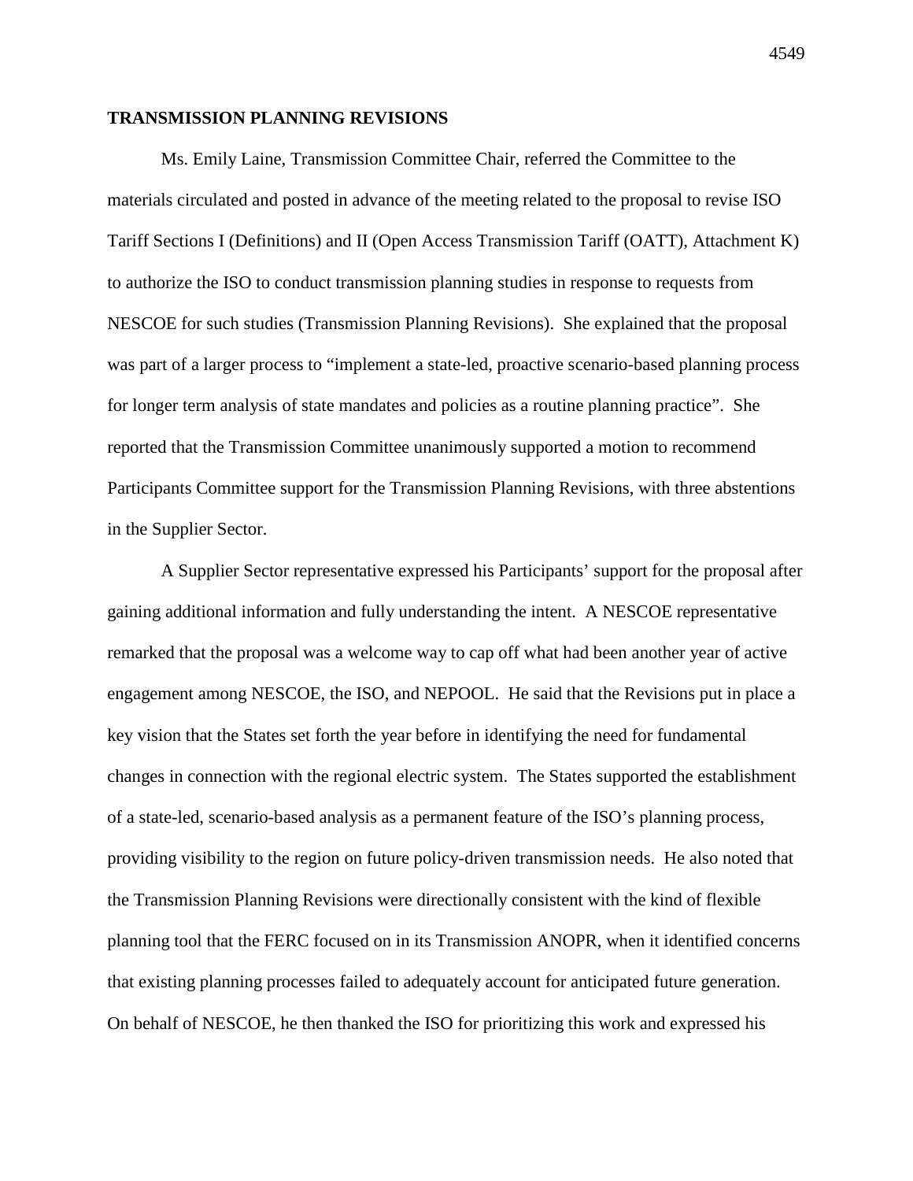## TRANSMISSION PLANNING REVISIONS

Ms. Emily Laine, Transmission Committee Chair, referred the Committee to the materials circulated and posted in advance of the meeting related to the proposal to revise ISO Tariff Sections I (Definitions) and II (Open Access Transmission Tariff (OATT), Attachment K) to authorize the ISO to conduct transmission planning studies in response to requests from NESCOE for such studies (Transmission Planning Revisions). She explained that the proposal was part of a larger process to "implement a state-led, proactive scenario-based planning process for longer term analysis of state mandates and policies as a routine planning practice". She reported that the Transmission Committee unanimously supported a motion to recommend Participants Committee support for the Transmission Planning Revisions, with three abstentions in the Supplier Sector.

A Supplier Sector representative expressed his Participants' support for the proposal after gaining additional information and fully understanding the intent. A NESCOE representative remarked that the proposal was a welcome way to cap off what had been another year of active engagement among NESCOE, the ISO, and NEPOOL. He said that the Revisions put in place a key vision that the States set forth the year before in identifying the need for fundamental changes in connection with the regional electric system. The States supported the establishment of a state-led, scenario-based analysis as a permanent feature of the ISO's planning process, providing visibility to the region on future policy-driven transmission needs. He also noted that the Transmission Planning Revisions were directionally consistent with the kind of flexible planning tool that the FERC focused on in its Transmission ANOPR, when it identified concerns that existing planning processes failed to adequately account for anticipated future generation. On behalf of NESCOE, he then thanked the ISO for prioritizing this work and expressed his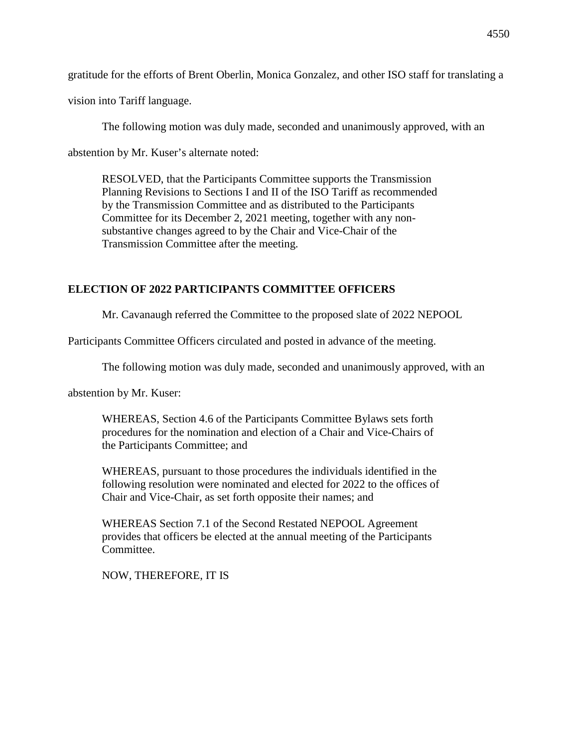gratitude for the efforts of Brent Oberlin, Monica Gonzalez, and other ISO staff for translating a vision into Tariff language.

The following motion was duly made, seconded and unanimously approved, with an abstention by Mr. Kuser's alternate noted:

> RESOLVED, that the Participants Committee supports the Transmission Planning Revisions to Sections I and II of the ISO Tariff as recommended by the Transmission Committee and as distributed to the Participants Committee for its December 2, 2021 meeting, together with any non-substantive changes agreed to by the Chair and Vice-Chair of the Transmission Committee after the meeting.

## ELECTION OF 2022 PARTICIPANTS COMMITTEE OFFICERS

Mr. Cavanaugh referred the Committee to the proposed slate of 2022 NEPOOL Participants Committee Officers circulated and posted in advance of the meeting.

The following motion was duly made, seconded and unanimously approved, with an abstention by Mr. Kuser:

> WHEREAS, Section 4.6 of the Participants Committee Bylaws sets forth procedures for the nomination and election of a Chair and Vice-Chairs of the Participants Committee; and
>
> WHEREAS, pursuant to those procedures the individuals identified in the following resolution were nominated and elected for 2022 to the offices of Chair and Vice-Chair, as set forth opposite their names; and
>
> WHEREAS Section 7.1 of the Second Restated NEPOOL Agreement provides that officers be elected at the annual meeting of the Participants Committee.
>
> NOW, THEREFORE, IT IS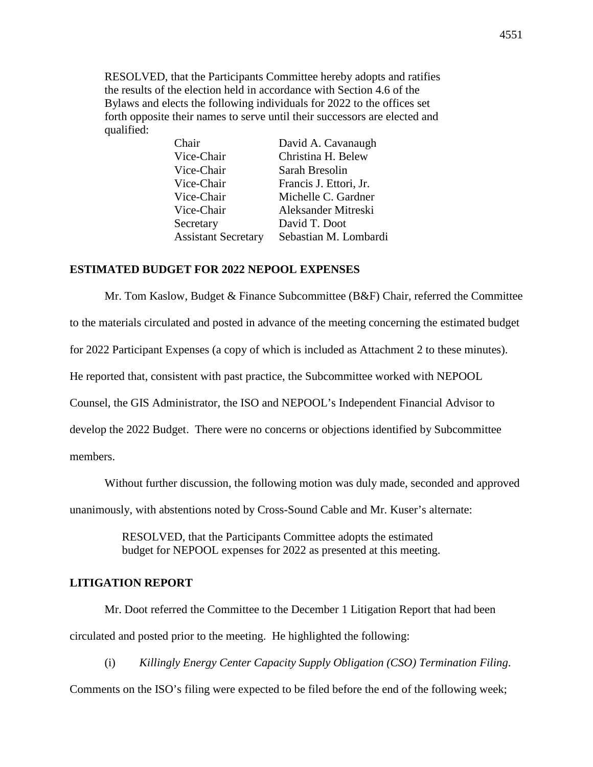RESOLVED, that the Participants Committee hereby adopts and ratifies the results of the election held in accordance with Section 4.6 of the Bylaws and elects the following individuals for 2022 to the offices set forth opposite their names to serve until their successors are elected and qualified:

| | |
|---|---|
| Chair | David A. Cavanaugh |
| Vice-Chair | Christina H. Belew |
| Vice-Chair | Sarah Bresolin |
| Vice-Chair | Francis J. Ettori, Jr. |
| Vice-Chair | Michelle C. Gardner |
| Vice-Chair | Aleksander Mitreski |
| Secretary | David T. Doot |
| Assistant Secretary | Sebastian M. Lombardi |

## ESTIMATED BUDGET FOR 2022 NEPOOL EXPENSES

Mr. Tom Kaslow, Budget & Finance Subcommittee (B&F) Chair, referred the Committee to the materials circulated and posted in advance of the meeting concerning the estimated budget for 2022 Participant Expenses (a copy of which is included as Attachment 2 to these minutes). He reported that, consistent with past practice, the Subcommittee worked with NEPOOL Counsel, the GIS Administrator, the ISO and NEPOOL's Independent Financial Advisor to develop the 2022 Budget. There were no concerns or objections identified by Subcommittee members.

Without further discussion, the following motion was duly made, seconded and approved unanimously, with abstentions noted by Cross-Sound Cable and Mr. Kuser's alternate:

> RESOLVED, that the Participants Committee adopts the estimated budget for NEPOOL expenses for 2022 as presented at this meeting.

## LITIGATION REPORT

Mr. Doot referred the Committee to the December 1 Litigation Report that had been circulated and posted prior to the meeting. He highlighted the following:

(i) *Killingly Energy Center Capacity Supply Obligation (CSO) Termination Filing.* Comments on the ISO's filing were expected to be filed before the end of the following week;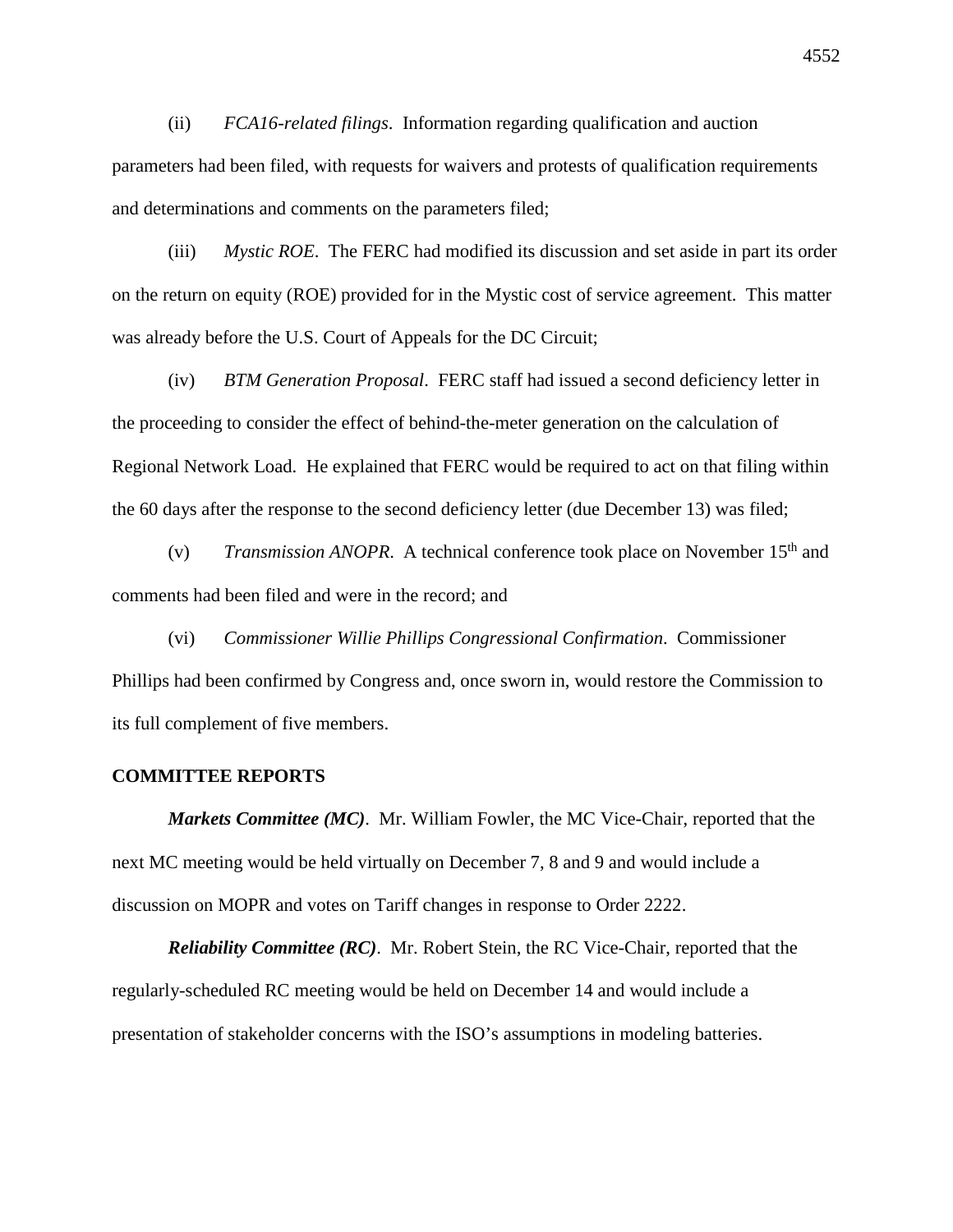(ii) *FCA16-related filings*. Information regarding qualification and auction parameters had been filed, with requests for waivers and protests of qualification requirements and determinations and comments on the parameters filed;

(iii) *Mystic ROE*. The FERC had modified its discussion and set aside in part its order on the return on equity (ROE) provided for in the Mystic cost of service agreement. This matter was already before the U.S. Court of Appeals for the DC Circuit;

(iv) *BTM Generation Proposal*. FERC staff had issued a second deficiency letter in the proceeding to consider the effect of behind-the-meter generation on the calculation of Regional Network Load. He explained that FERC would be required to act on that filing within the 60 days after the response to the second deficiency letter (due December 13) was filed;

(v) *Transmission ANOPR*. A technical conference took place on November 15th and comments had been filed and were in the record; and

(vi) *Commissioner Willie Phillips Congressional Confirmation*. Commissioner Phillips had been confirmed by Congress and, once sworn in, would restore the Commission to its full complement of five members.

**COMMITTEE REPORTS**

***Markets Committee (MC)***. Mr. William Fowler, the MC Vice-Chair, reported that the next MC meeting would be held virtually on December 7, 8 and 9 and would include a discussion on MOPR and votes on Tariff changes in response to Order 2222.

***Reliability Committee (RC)***. Mr. Robert Stein, the RC Vice-Chair, reported that the regularly-scheduled RC meeting would be held on December 14 and would include a presentation of stakeholder concerns with the ISO's assumptions in modeling batteries.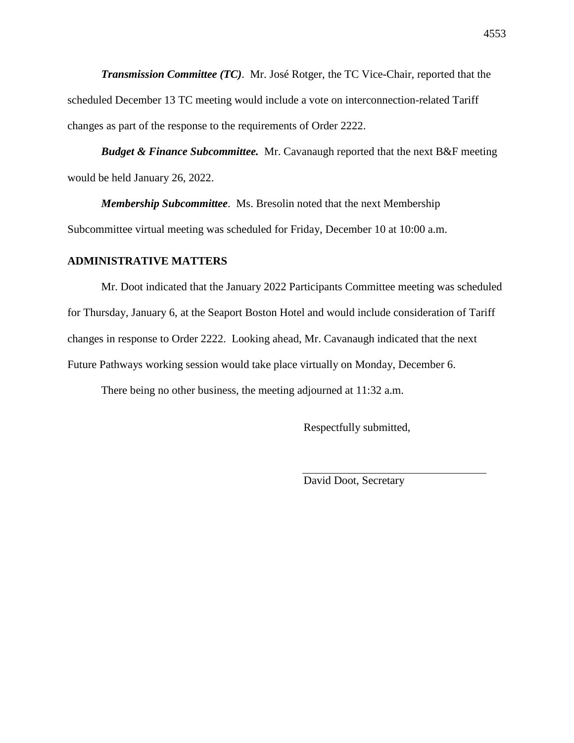***Transmission Committee (TC)***. Mr. José Rotger, the TC Vice-Chair, reported that the scheduled December 13 TC meeting would include a vote on interconnection-related Tariff changes as part of the response to the requirements of Order 2222.

***Budget & Finance Subcommittee.*** Mr. Cavanaugh reported that the next B&F meeting would be held January 26, 2022.

***Membership Subcommittee***. Ms. Bresolin noted that the next Membership Subcommittee virtual meeting was scheduled for Friday, December 10 at 10:00 a.m.

**ADMINISTRATIVE MATTERS**

Mr. Doot indicated that the January 2022 Participants Committee meeting was scheduled for Thursday, January 6, at the Seaport Boston Hotel and would include consideration of Tariff changes in response to Order 2222. Looking ahead, Mr. Cavanaugh indicated that the next Future Pathways working session would take place virtually on Monday, December 6.

There being no other business, the meeting adjourned at 11:32 a.m.

Respectfully submitted,

David Doot, Secretary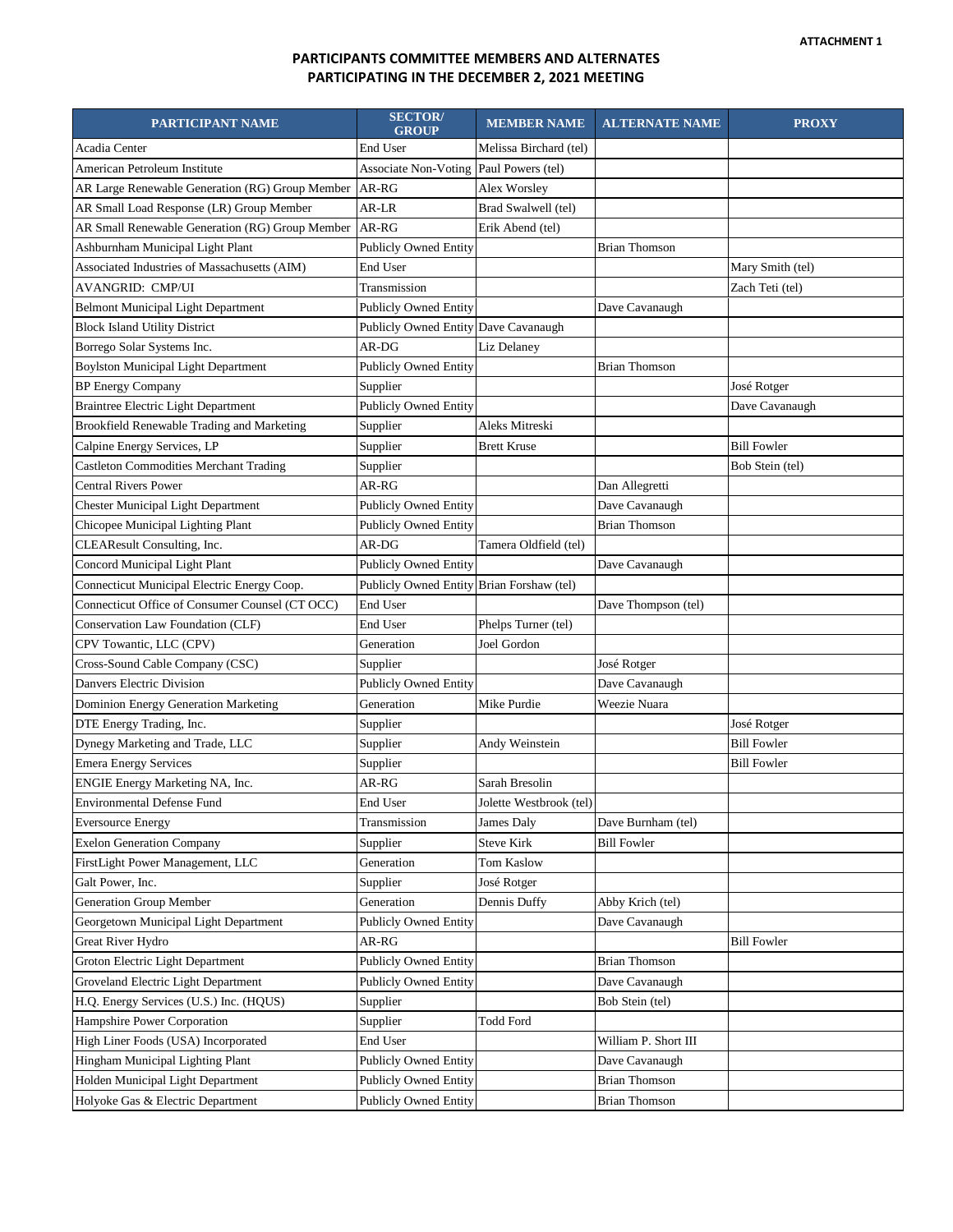ATTACHMENT 1

# PARTICIPANTS COMMITTEE MEMBERS AND ALTERNATES PARTICIPATING IN THE DECEMBER 2, 2021 MEETING

| PARTICIPANT NAME | SECTOR/ GROUP | MEMBER NAME | ALTERNATE NAME | PROXY |
|---|---|---|---|---|
| Acadia Center | End User | Melissa Birchard (tel) | | |
| American Petroleum Institute | Associate Non-Voting | Paul Powers (tel) | | |
| AR Large Renewable Generation (RG) Group Member | AR-RG | Alex Worsley | | |
| AR Small Load Response (LR) Group Member | AR-LR | Brad Swalwell (tel) | | |
| AR Small Renewable Generation (RG) Group Member | AR-RG | Erik Abend (tel) | | |
| Ashburnham Municipal Light Plant | Publicly Owned Entity | | Brian Thomson | |
| Associated Industries of Massachusetts (AIM) | End User | | | Mary Smith (tel) |
| AVANGRID: CMP/UI | Transmission | | | Zach Teti (tel) |
| Belmont Municipal Light Department | Publicly Owned Entity | | Dave Cavanaugh | |
| Block Island Utility District | Publicly Owned Entity | Dave Cavanaugh | | |
| Borrego Solar Systems Inc. | AR-DG | Liz Delaney | | |
| Boylston Municipal Light Department | Publicly Owned Entity | | Brian Thomson | |
| BP Energy Company | Supplier | | | José Rotger |
| Braintree Electric Light Department | Publicly Owned Entity | | | Dave Cavanaugh |
| Brookfield Renewable Trading and Marketing | Supplier | Aleks Mitreski | | |
| Calpine Energy Services, LP | Supplier | Brett Kruse | | Bill Fowler |
| Castleton Commodities Merchant Trading | Supplier | | | Bob Stein (tel) |
| Central Rivers Power | AR-RG | | Dan Allegretti | |
| Chester Municipal Light Department | Publicly Owned Entity | | Dave Cavanaugh | |
| Chicopee Municipal Lighting Plant | Publicly Owned Entity | | Brian Thomson | |
| CLEAResult Consulting, Inc. | AR-DG | Tamera Oldfield (tel) | | |
| Concord Municipal Light Plant | Publicly Owned Entity | | Dave Cavanaugh | |
| Connecticut Municipal Electric Energy Coop. | Publicly Owned Entity | Brian Forshaw (tel) | | |
| Connecticut Office of Consumer Counsel (CT OCC) | End User | | Dave Thompson (tel) | |
| Conservation Law Foundation (CLF) | End User | Phelps Turner (tel) | | |
| CPV Towantic, LLC (CPV) | Generation | Joel Gordon | | |
| Cross-Sound Cable Company (CSC) | Supplier | | José Rotger | |
| Danvers Electric Division | Publicly Owned Entity | | Dave Cavanaugh | |
| Dominion Energy Generation Marketing | Generation | Mike Purdie | Weezie Nuara | |
| DTE Energy Trading, Inc. | Supplier | | | José Rotger |
| Dynegy Marketing and Trade, LLC | Supplier | Andy Weinstein | | Bill Fowler |
| Emera Energy Services | Supplier | | | Bill Fowler |
| ENGIE Energy Marketing NA, Inc. | AR-RG | Sarah Bresolin | | |
| Environmental Defense Fund | End User | Jolette Westbrook (tel) | | |
| Eversource Energy | Transmission | James Daly | Dave Burnham (tel) | |
| Exelon Generation Company | Supplier | Steve Kirk | Bill Fowler | |
| FirstLight Power Management, LLC | Generation | Tom Kaslow | | |
| Galt Power, Inc. | Supplier | José Rotger | | |
| Generation Group Member | Generation | Dennis Duffy | Abby Krich (tel) | |
| Georgetown Municipal Light Department | Publicly Owned Entity | | Dave Cavanaugh | |
| Great River Hydro | AR-RG | | | Bill Fowler |
| Groton Electric Light Department | Publicly Owned Entity | | Brian Thomson | |
| Groveland Electric Light Department | Publicly Owned Entity | | Dave Cavanaugh | |
| H.Q. Energy Services (U.S.) Inc. (HQUS) | Supplier | | Bob Stein (tel) | |
| Hampshire Power Corporation | Supplier | Todd Ford | | |
| High Liner Foods (USA) Incorporated | End User | | William P. Short III | |
| Hingham Municipal Lighting Plant | Publicly Owned Entity | | Dave Cavanaugh | |
| Holden Municipal Light Department | Publicly Owned Entity | | Brian Thomson | |
| Holyoke Gas & Electric Department | Publicly Owned Entity | | Brian Thomson | |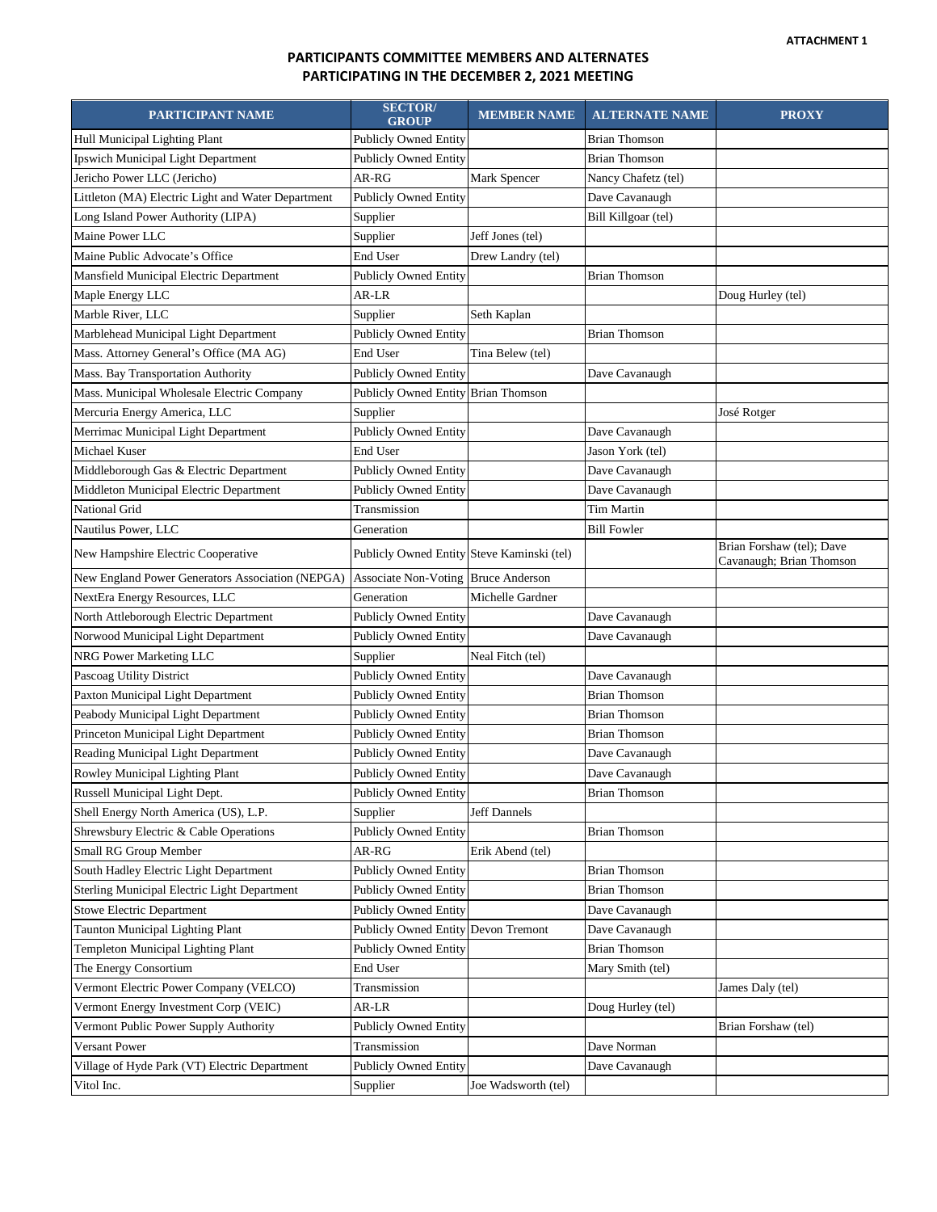ATTACHMENT 1

## PARTICIPANTS COMMITTEE MEMBERS AND ALTERNATES PARTICIPATING IN THE DECEMBER 2, 2021 MEETING

| PARTICIPANT NAME | SECTOR/ GROUP | MEMBER NAME | ALTERNATE NAME | PROXY |
|---|---|---|---|---|
| Hull Municipal Lighting Plant | Publicly Owned Entity | | Brian Thomson | |
| Ipswich Municipal Light Department | Publicly Owned Entity | | Brian Thomson | |
| Jericho Power LLC (Jericho) | AR-RG | Mark Spencer | Nancy Chafetz (tel) | |
| Littleton (MA) Electric Light and Water Department | Publicly Owned Entity | | Dave Cavanaugh | |
| Long Island Power Authority (LIPA) | Supplier | | Bill Killgoar (tel) | |
| Maine Power LLC | Supplier | Jeff Jones (tel) | | |
| Maine Public Advocate's Office | End User | Drew Landry (tel) | | |
| Mansfield Municipal Electric Department | Publicly Owned Entity | | Brian Thomson | |
| Maple Energy LLC | AR-LR | | | Doug Hurley (tel) |
| Marble River, LLC | Supplier | Seth Kaplan | | |
| Marblehead Municipal Light Department | Publicly Owned Entity | | Brian Thomson | |
| Mass. Attorney General's Office (MA AG) | End User | Tina Belew (tel) | | |
| Mass. Bay Transportation Authority | Publicly Owned Entity | | Dave Cavanaugh | |
| Mass. Municipal Wholesale Electric Company | Publicly Owned Entity | Brian Thomson | | |
| Mercuria Energy America, LLC | Supplier | | | José Rotger |
| Merrimac Municipal Light Department | Publicly Owned Entity | | Dave Cavanaugh | |
| Michael Kuser | End User | | Jason York (tel) | |
| Middleborough Gas & Electric Department | Publicly Owned Entity | | Dave Cavanaugh | |
| Middleton Municipal Electric Department | Publicly Owned Entity | | Dave Cavanaugh | |
| National Grid | Transmission | | Tim Martin | |
| Nautilus Power, LLC | Generation | | Bill Fowler | |
| New Hampshire Electric Cooperative | Publicly Owned Entity | Steve Kaminski (tel) | | Brian Forshaw (tel); Dave Cavanaugh; Brian Thomson |
| New England Power Generators Association (NEPGA) | Associate Non-Voting | Bruce Anderson | | |
| NextEra Energy Resources, LLC | Generation | Michelle Gardner | | |
| North Attleborough Electric Department | Publicly Owned Entity | | Dave Cavanaugh | |
| Norwood Municipal Light Department | Publicly Owned Entity | | Dave Cavanaugh | |
| NRG Power Marketing LLC | Supplier | Neal Fitch (tel) | | |
| Pascoag Utility District | Publicly Owned Entity | | Dave Cavanaugh | |
| Paxton Municipal Light Department | Publicly Owned Entity | | Brian Thomson | |
| Peabody Municipal Light Department | Publicly Owned Entity | | Brian Thomson | |
| Princeton Municipal Light Department | Publicly Owned Entity | | Brian Thomson | |
| Reading Municipal Light Department | Publicly Owned Entity | | Dave Cavanaugh | |
| Rowley Municipal Lighting Plant | Publicly Owned Entity | | Dave Cavanaugh | |
| Russell Municipal Light Dept. | Publicly Owned Entity | | Brian Thomson | |
| Shell Energy North America (US), L.P. | Supplier | Jeff Dannels | | |
| Shrewsbury Electric & Cable Operations | Publicly Owned Entity | | Brian Thomson | |
| Small RG Group Member | AR-RG | Erik Abend (tel) | | |
| South Hadley Electric Light Department | Publicly Owned Entity | | Brian Thomson | |
| Sterling Municipal Electric Light Department | Publicly Owned Entity | | Brian Thomson | |
| Stowe Electric Department | Publicly Owned Entity | | Dave Cavanaugh | |
| Taunton Municipal Lighting Plant | Publicly Owned Entity | Devon Tremont | Dave Cavanaugh | |
| Templeton Municipal Lighting Plant | Publicly Owned Entity | | Brian Thomson | |
| The Energy Consortium | End User | | Mary Smith (tel) | |
| Vermont Electric Power Company (VELCO) | Transmission | | | James Daly (tel) |
| Vermont Energy Investment Corp (VEIC) | AR-LR | | Doug Hurley (tel) | |
| Vermont Public Power Supply Authority | Publicly Owned Entity | | | Brian Forshaw (tel) |
| Versant Power | Transmission | | Dave Norman | |
| Village of Hyde Park (VT) Electric Department | Publicly Owned Entity | | Dave Cavanaugh | |
| Vitol Inc. | Supplier | Joe Wadsworth (tel) | | |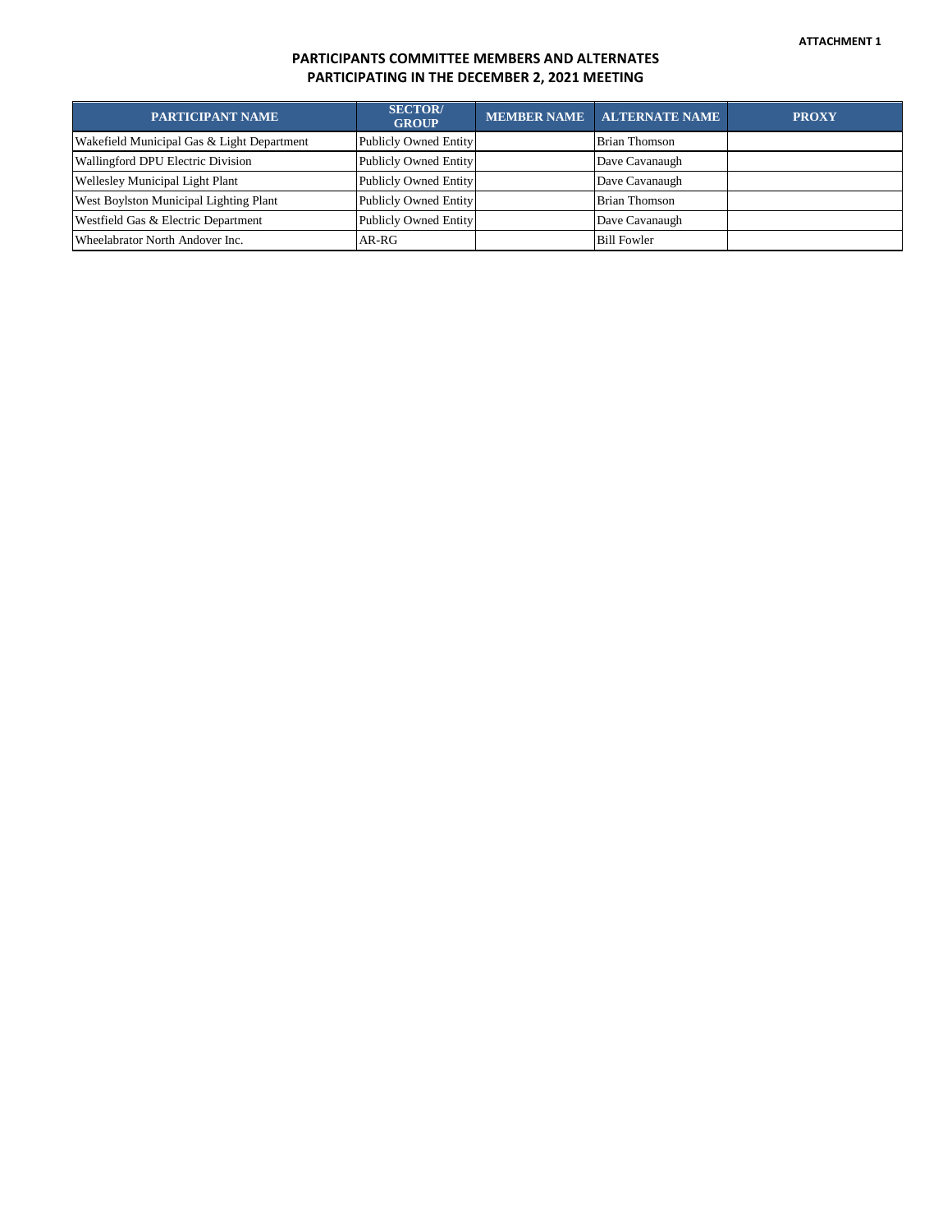**ATTACHMENT 1**

## PARTICIPANTS COMMITTEE MEMBERS AND ALTERNATES PARTICIPATING IN THE DECEMBER 2, 2021 MEETING

| PARTICIPANT NAME | SECTOR/ GROUP | MEMBER NAME | ALTERNATE NAME | PROXY |
|---|---|---|---|---|
| Wakefield Municipal Gas & Light Department | Publicly Owned Entity | | Brian Thomson | |
| Wallingford DPU Electric Division | Publicly Owned Entity | | Dave Cavanaugh | |
| Wellesley Municipal Light Plant | Publicly Owned Entity | | Dave Cavanaugh | |
| West Boylston Municipal Lighting Plant | Publicly Owned Entity | | Brian Thomson | |
| Westfield Gas & Electric Department | Publicly Owned Entity | | Dave Cavanaugh | |
| Wheelabrator North Andover Inc. | AR-RG | | Bill Fowler | |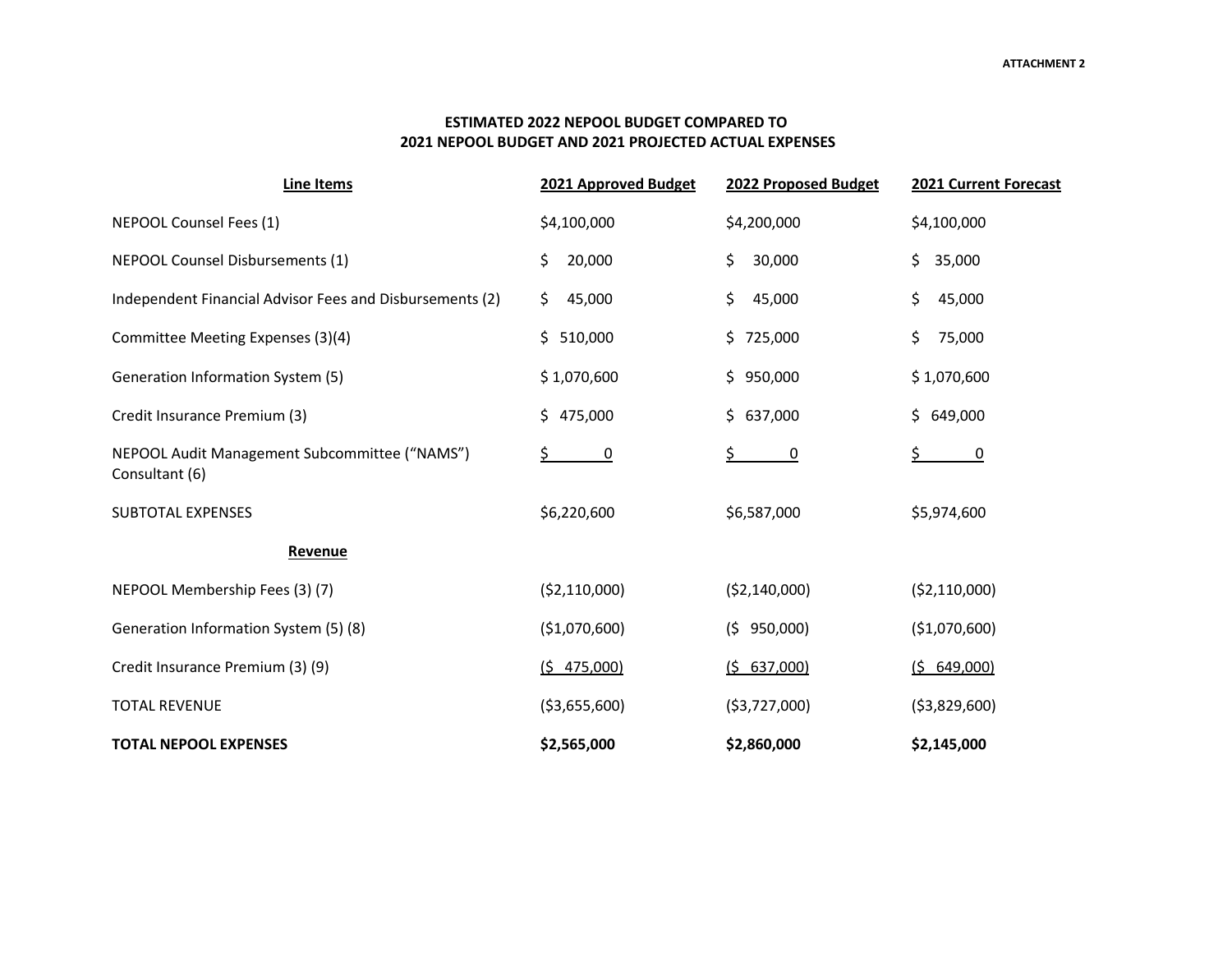ATTACHMENT 2

## ESTIMATED 2022 NEPOOL BUDGET COMPARED TO 2021 NEPOOL BUDGET AND 2021 PROJECTED ACTUAL EXPENSES

| Line Items | 2021 Approved Budget | 2022 Proposed Budget | 2021 Current Forecast |
|---|---|---|---|
| NEPOOL Counsel Fees (1) | $4,100,000 | $4,200,000 | $4,100,000 |
| NEPOOL Counsel Disbursements (1) | $ 20,000 | $ 30,000 | $ 35,000 |
| Independent Financial Advisor Fees and Disbursements (2) | $ 45,000 | $ 45,000 | $ 45,000 |
| Committee Meeting Expenses (3)(4) | $ 510,000 | $ 725,000 | $ 75,000 |
| Generation Information System (5) | $ 1,070,600 | $ 950,000 | $ 1,070,600 |
| Credit Insurance Premium (3) | $ 475,000 | $ 637,000 | $ 649,000 |
| NEPOOL Audit Management Subcommittee ("NAMS") Consultant (6) | $ 0 | $ 0 | $ 0 |
| SUBTOTAL EXPENSES | $6,220,600 | $6,587,000 | $5,974,600 |
| **Revenue** | | | |
| NEPOOL Membership Fees (3) (7) | ($2,110,000) | ($2,140,000) | ($2,110,000) |
| Generation Information System (5) (8) | ($1,070,600) | ($ 950,000) | ($1,070,600) |
| Credit Insurance Premium (3) (9) | ($ 475,000) | ($ 637,000) | ($ 649,000) |
| TOTAL REVENUE | ($3,655,600) | ($3,727,000) | ($3,829,600) |
| **TOTAL NEPOOL EXPENSES** | **$2,565,000** | **$2,860,000** | **$2,145,000** |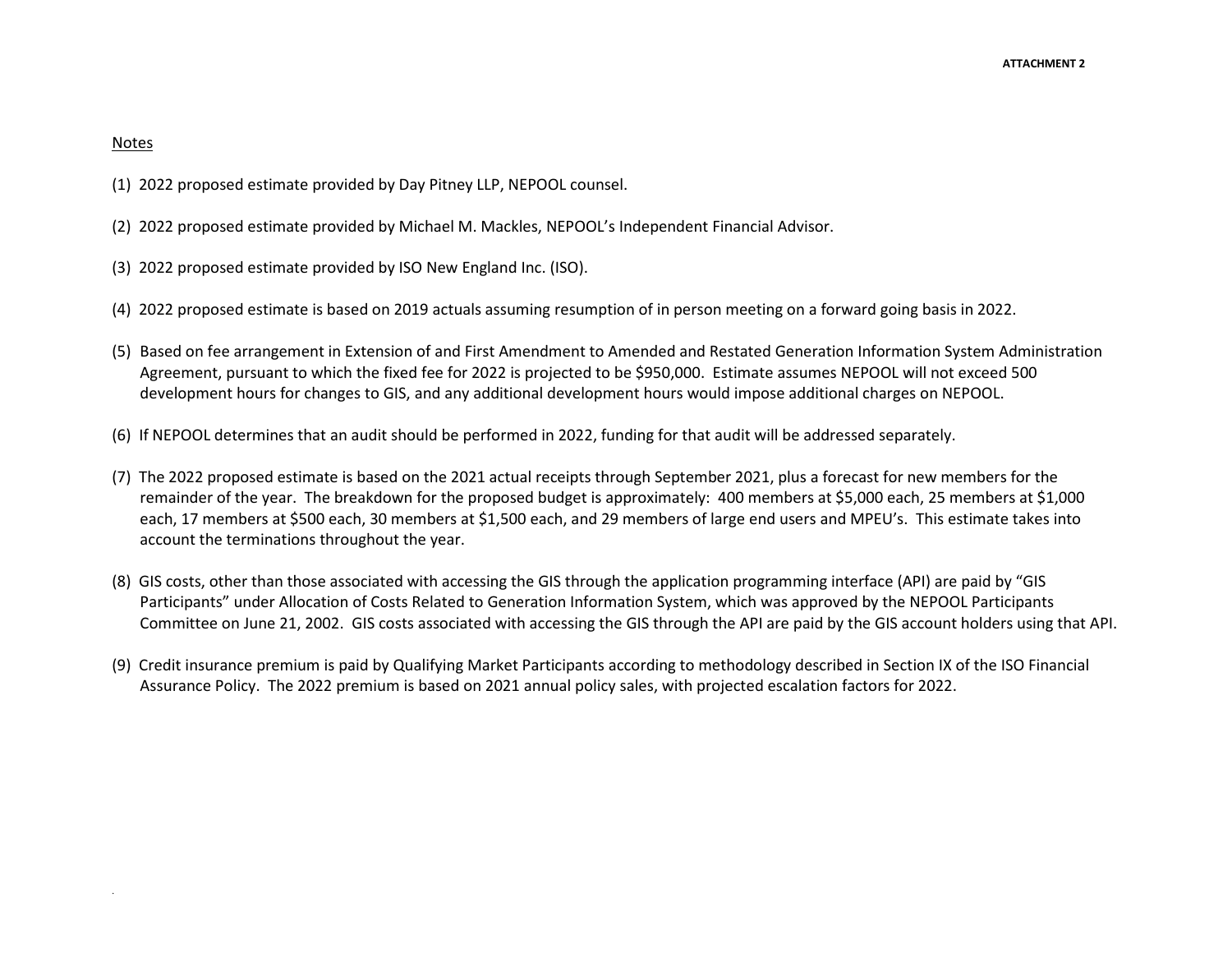ATTACHMENT 2

Notes

(1) 2022 proposed estimate provided by Day Pitney LLP, NEPOOL counsel.

(2) 2022 proposed estimate provided by Michael M. Mackles, NEPOOL's Independent Financial Advisor.

(3) 2022 proposed estimate provided by ISO New England Inc. (ISO).

(4) 2022 proposed estimate is based on 2019 actuals assuming resumption of in person meeting on a forward going basis in 2022.

(5) Based on fee arrangement in Extension of and First Amendment to Amended and Restated Generation Information System Administration Agreement, pursuant to which the fixed fee for 2022 is projected to be $950,000. Estimate assumes NEPOOL will not exceed 500 development hours for changes to GIS, and any additional development hours would impose additional charges on NEPOOL.

(6) If NEPOOL determines that an audit should be performed in 2022, funding for that audit will be addressed separately.

(7) The 2022 proposed estimate is based on the 2021 actual receipts through September 2021, plus a forecast for new members for the remainder of the year. The breakdown for the proposed budget is approximately: 400 members at $5,000 each, 25 members at $1,000 each, 17 members at $500 each, 30 members at $1,500 each, and 29 members of large end users and MPEU's. This estimate takes into account the terminations throughout the year.

(8) GIS costs, other than those associated with accessing the GIS through the application programming interface (API) are paid by "GIS Participants" under Allocation of Costs Related to Generation Information System, which was approved by the NEPOOL Participants Committee on June 21, 2002. GIS costs associated with accessing the GIS through the API are paid by the GIS account holders using that API.

(9) Credit insurance premium is paid by Qualifying Market Participants according to methodology described in Section IX of the ISO Financial Assurance Policy. The 2022 premium is based on 2021 annual policy sales, with projected escalation factors for 2022.